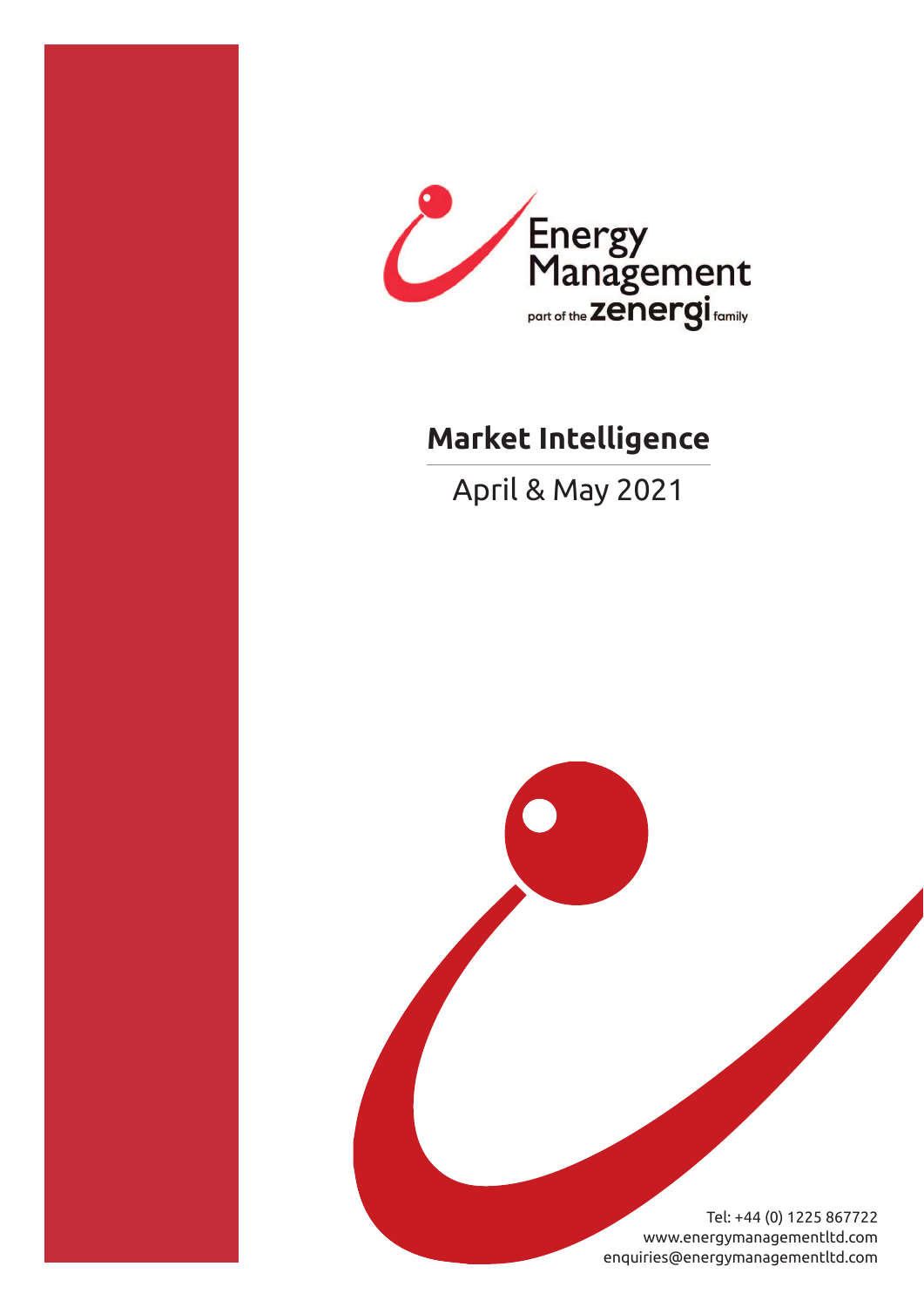Energy Management

part of the zenergi family

# Market Intelligence

April & May 2021

Tel: +44 (0) 1225 867722
www.energymanagementltd.com
enquiries@energymanagementltd.com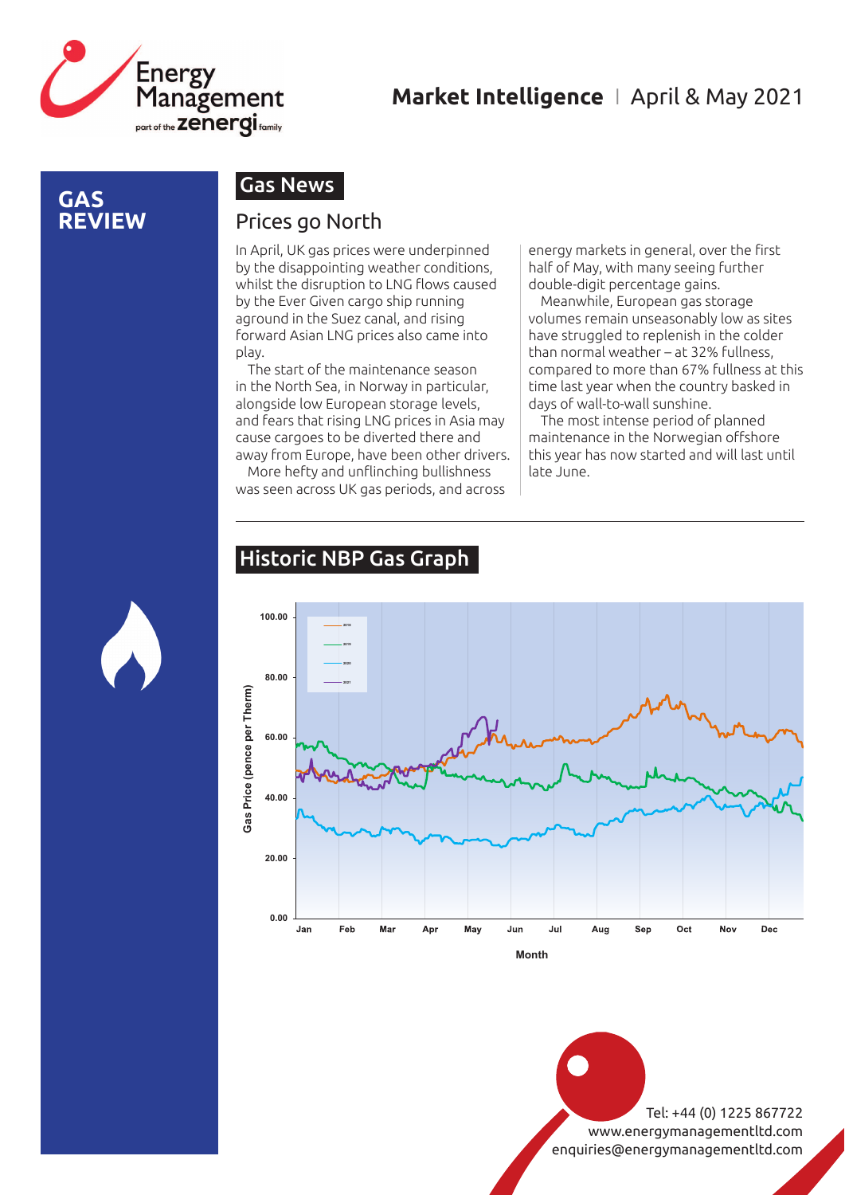# GAS REVIEW

## Gas News

### Prices go North

In April, UK gas prices were underpinned by the disappointing weather conditions, whilst the disruption to LNG flows caused by the Ever Given cargo ship running aground in the Suez canal, and rising forward Asian LNG prices also came into play.

The start of the maintenance season in the North Sea, in Norway in particular, alongside low European storage levels, and fears that rising LNG prices in Asia may cause cargoes to be diverted there and away from Europe, have been other drivers.

More hefty and unflinching bullishness was seen across UK gas periods, and across energy markets in general, over the first half of May, with many seeing further double-digit percentage gains.

Meanwhile, European gas storage volumes remain unseasonably low as sites have struggled to replenish in the colder than normal weather – at 32% fullness, compared to more than 67% fullness at this time last year when the country basked in days of wall-to-wall sunshine.

The most intense period of planned maintenance in the Norwegian offshore this year has now started and will last until late June.

## Historic NBP Gas Graph

Gas Price (pence per Therm)

Month

Tel: +44 (0) 1225 867722
www.energymanagementltd.com
enquiries@energymanagementltd.com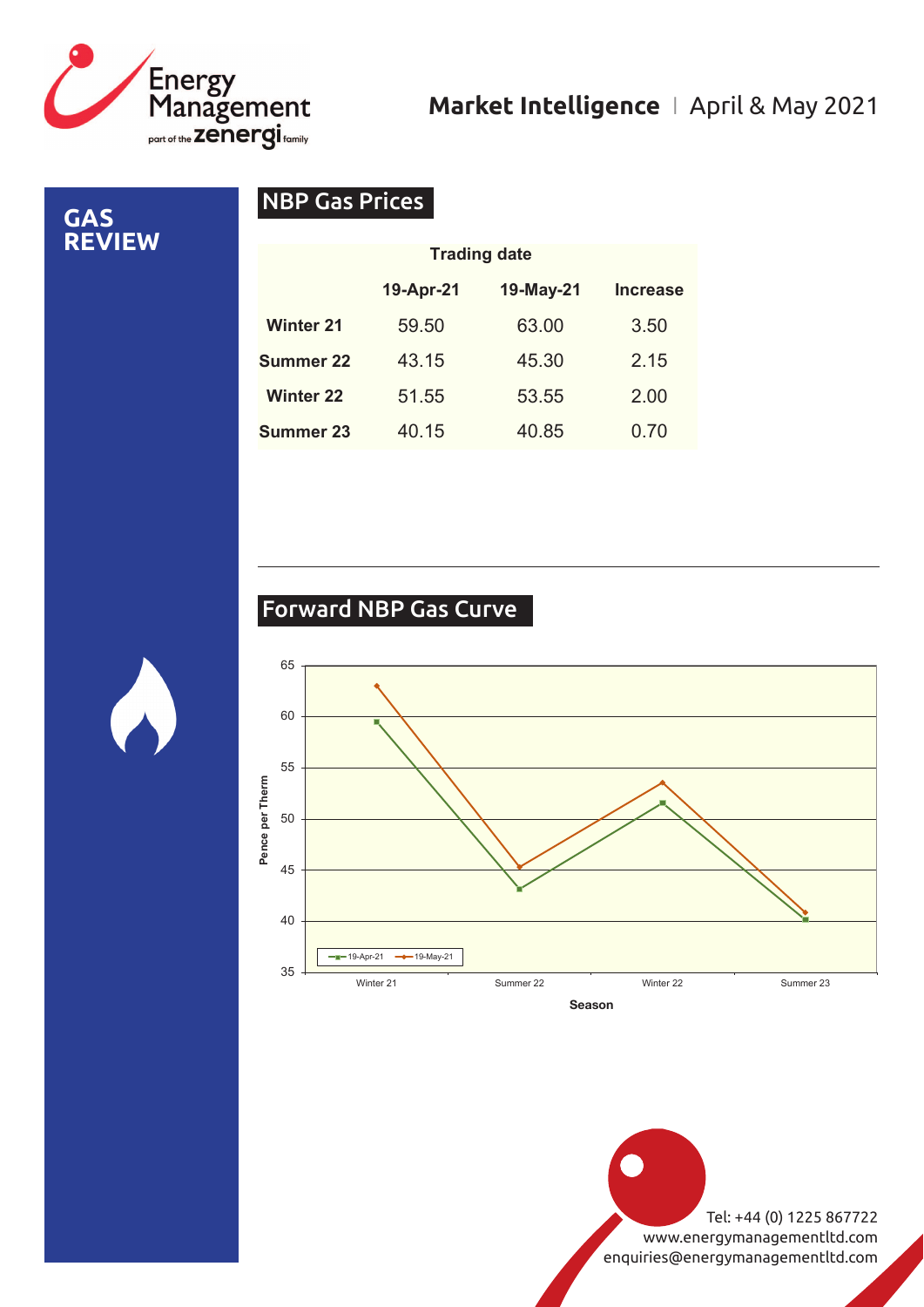# GAS REVIEW

## NBP Gas Prices

| | Trading date | | |
|---|---|---|---|
| | 19-Apr-21 | 19-May-21 | Increase |
| **Winter 21** | 59.50 | 63.00 | 3.50 |
| **Summer 22** | 43.15 | 45.30 | 2.15 |
| **Winter 22** | 51.55 | 53.55 | 2.00 |
| **Summer 23** | 40.15 | 40.85 | 0.70 |

## Forward NBP Gas Curve

Tel: +44 (0) 1225 867722
www.energymanagementltd.com
enquiries@energymanagementltd.com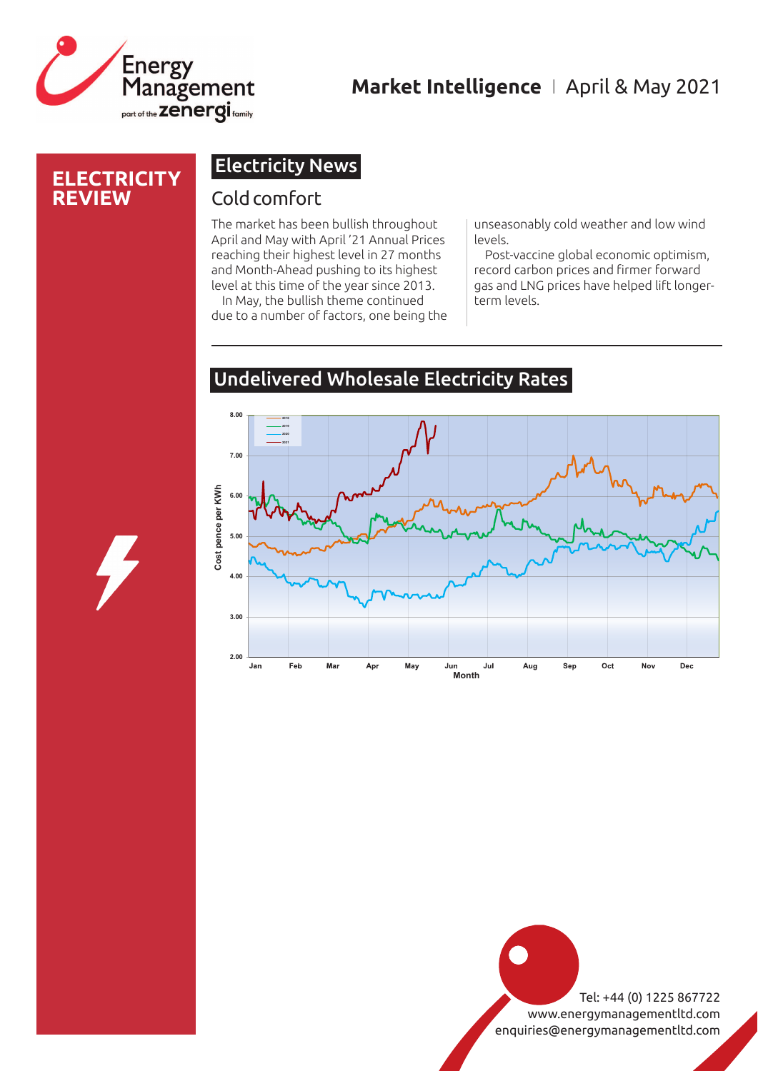# ELECTRICITY REVIEW

## Electricity News

### Cold comfort

The market has been bullish throughout April and May with April '21 Annual Prices reaching their highest level in 27 months and Month-Ahead pushing to its highest level at this time of the year since 2013.

In May, the bullish theme continued due to a number of factors, one being the unseasonably cold weather and low wind levels.

Post-vaccine global economic optimism, record carbon prices and firmer forward gas and LNG prices have helped lift longer-term levels.

## Undelivered Wholesale Electricity Rates

Tel: +44 (0) 1225 867722
www.energymanagementltd.com
enquiries@energymanagementltd.com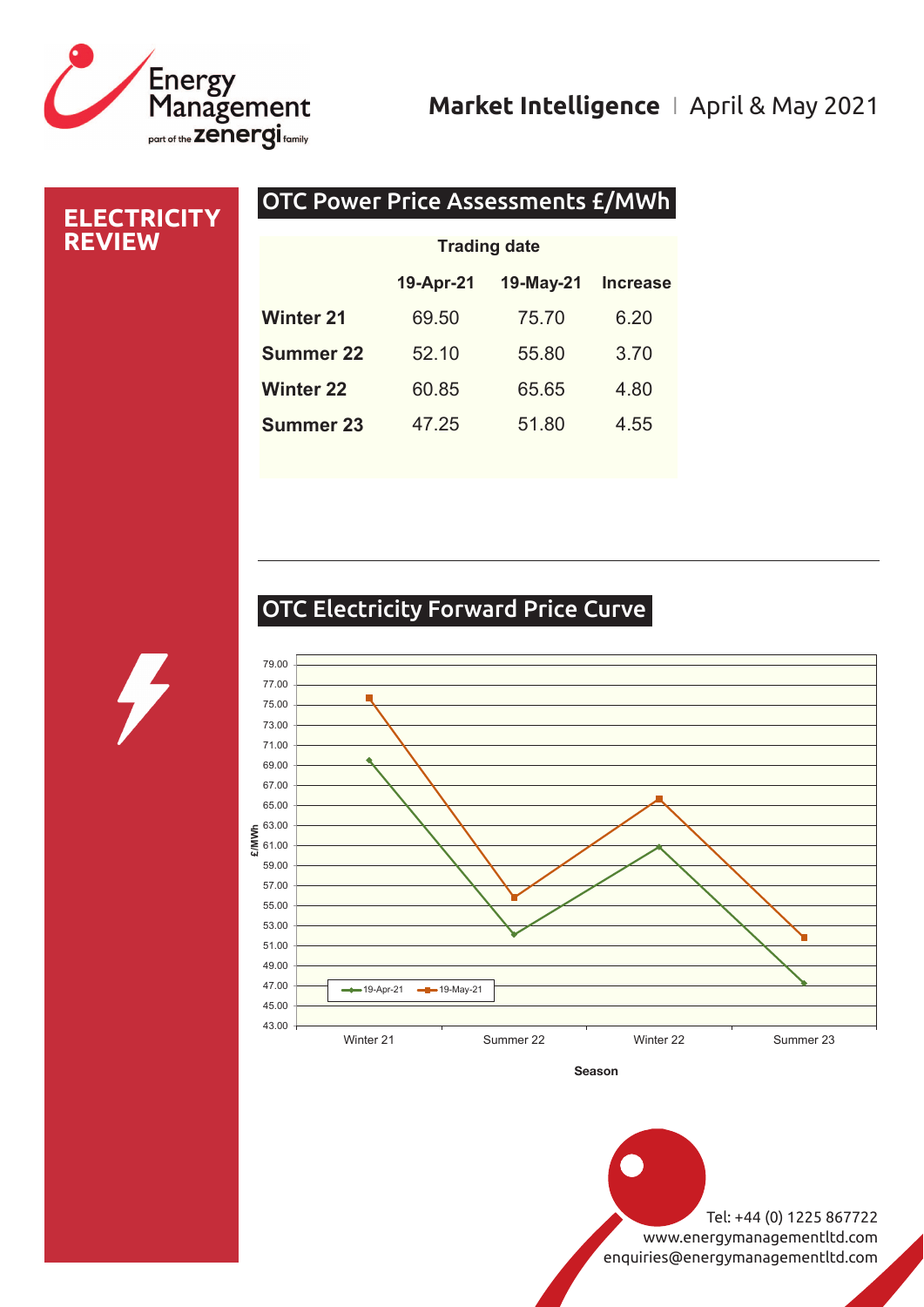# ELECTRICITY REVIEW

## OTC Power Price Assessments £/MWh

| | Trading date | | |
|---|---|---|---|
| | 19-Apr-21 | 19-May-21 | Increase |
| **Winter 21** | 69.50 | 75.70 | 6.20 |
| **Summer 22** | 52.10 | 55.80 | 3.70 |
| **Winter 22** | 60.85 | 65.65 | 4.80 |
| **Summer 23** | 47.25 | 51.80 | 4.55 |

## OTC Electricity Forward Price Curve

| Season | 19-Apr-21 (£/MWh) | 19-May-21 (£/MWh) |
|---|---|---|
| Winter 21 | 69.50 | 75.70 |
| Summer 22 | 52.10 | 55.80 |
| Winter 22 | 60.85 | 65.65 |
| Summer 23 | 47.25 | 51.80 |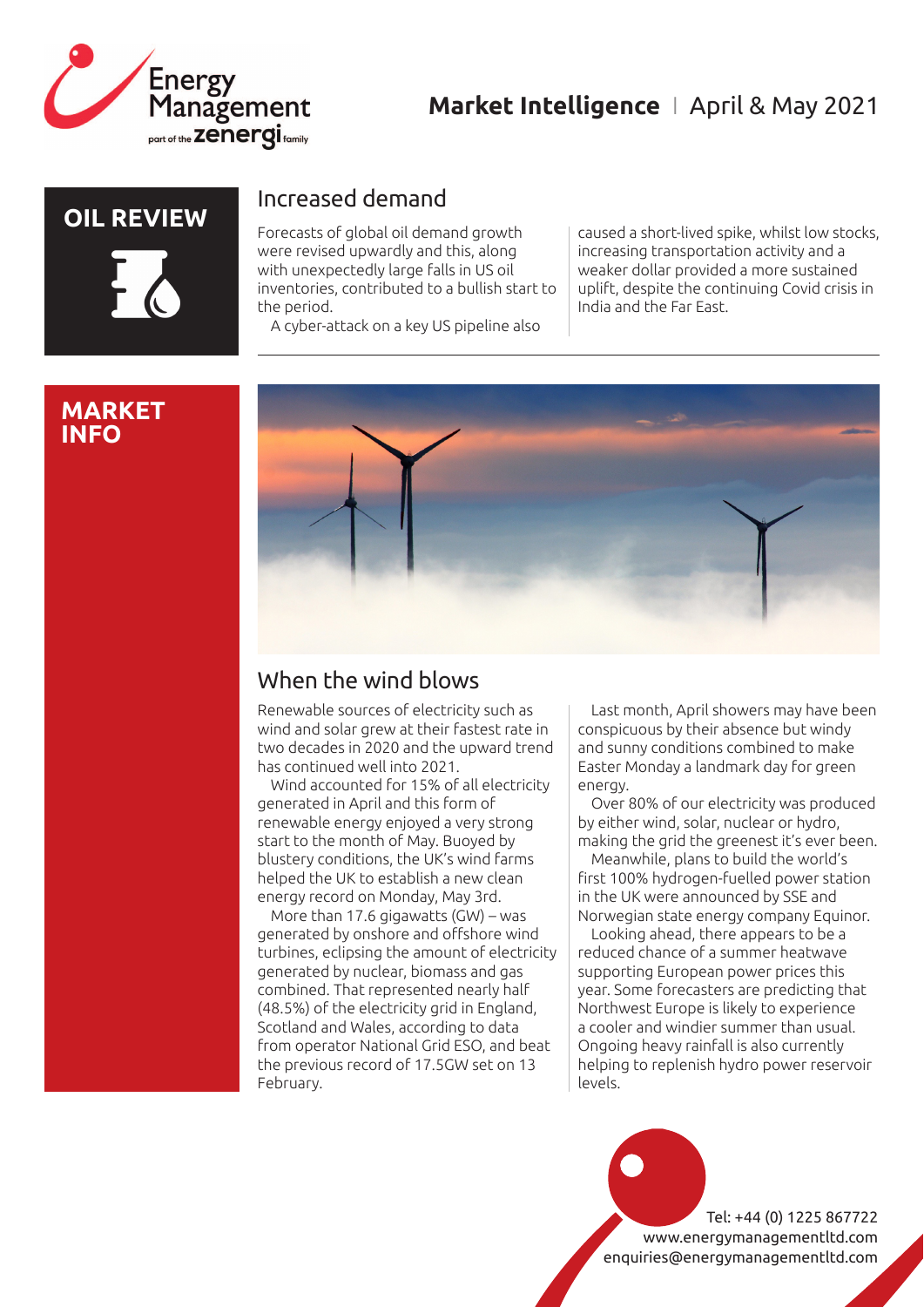# Market Intelligence | April & May 2021

## OIL REVIEW

### Increased demand

Forecasts of global oil demand growth were revised upwardly and this, along with unexpectedly large falls in US oil inventories, contributed to a bullish start to the period.

A cyber-attack on a key US pipeline also caused a short-lived spike, whilst low stocks, increasing transportation activity and a weaker dollar provided a more sustained uplift, despite the continuing Covid crisis in India and the Far East.

## MARKET INFO

### When the wind blows

Renewable sources of electricity such as wind and solar grew at their fastest rate in two decades in 2020 and the upward trend has continued well into 2021.

Wind accounted for 15% of all electricity generated in April and this form of renewable energy enjoyed a very strong start to the month of May. Buoyed by blustery conditions, the UK's wind farms helped the UK to establish a new clean energy record on Monday, May 3rd.

More than 17.6 gigawatts (GW) – was generated by onshore and offshore wind turbines, eclipsing the amount of electricity generated by nuclear, biomass and gas combined. That represented nearly half (48.5%) of the electricity grid in England, Scotland and Wales, according to data from operator National Grid ESO, and beat the previous record of 17.5GW set on 13 February.

Last month, April showers may have been conspicuous by their absence but windy and sunny conditions combined to make Easter Monday a landmark day for green energy.

Over 80% of our electricity was produced by either wind, solar, nuclear or hydro, making the grid the greenest it's ever been.

Meanwhile, plans to build the world's first 100% hydrogen-fuelled power station in the UK were announced by SSE and Norwegian state energy company Equinor.

Looking ahead, there appears to be a reduced chance of a summer heatwave supporting European power prices this year. Some forecasters are predicting that Northwest Europe is likely to experience a cooler and windier summer than usual. Ongoing heavy rainfall is also currently helping to replenish hydro power reservoir levels.

Tel: +44 (0) 1225 867722
www.energymanagementltd.com
enquiries@energymanagementltd.com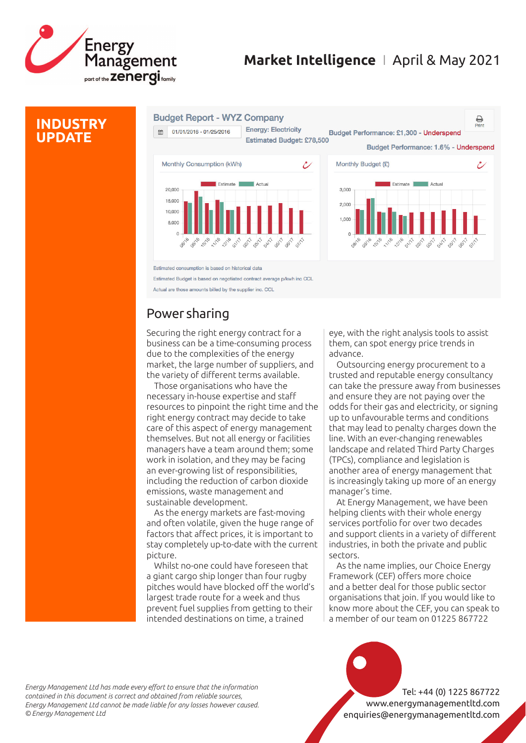**Market Intelligence** | April & May 2021

## INDUSTRY UPDATE

Budget Report - WYZ Company

01/01/2016 - 01/25/2016

Energy: Electricity

Estimated Budget: £78,500

Budget Performance: £1,300 - Underspend

Budget Performance: 1.6% - Underspend

Print

Monthly Consumption (kWh)

Estimate Actual

20,000
15,000
10,000
5,000
0

08/16 09/16 10/16 11/16 12/16 01/17 02/17 03/17 04/17 05/17 06/17 07/17

Monthly Budget (£)

Estimate Actual

3,000
2,000
1,000
0

08/16 09/16 10/16 11/16 12/16 01/17 02/17 03/17 04/17 05/17 06/17 07/17

Estimated consumption is based on historical data

Estimated Budget is based on negotiated contract average p/kwh inc CCL

Actual are those amounts billed by the supplier inc. CCL

## Power sharing

Securing the right energy contract for a business can be a time-consuming process due to the complexities of the energy market, the large number of suppliers, and the variety of different terms available.

Those organisations who have the necessary in-house expertise and staff resources to pinpoint the right time and the right energy contract may decide to take care of this aspect of energy management themselves. But not all energy or facilities managers have a team around them; some work in isolation, and they may be facing an ever-growing list of responsibilities, including the reduction of carbon dioxide emissions, waste management and sustainable development.

As the energy markets are fast-moving and often volatile, given the huge range of factors that affect prices, it is important to stay completely up-to-date with the current picture.

Whilst no-one could have foreseen that a giant cargo ship longer than four rugby pitches would have blocked off the world's largest trade route for a week and thus prevent fuel supplies from getting to their intended destinations on time, a trained eye, with the right analysis tools to assist them, can spot energy price trends in advance.

Outsourcing energy procurement to a trusted and reputable energy consultancy can take the pressure away from businesses and ensure they are not paying over the odds for their gas and electricity, or signing up to unfavourable terms and conditions that may lead to penalty charges down the line. With an ever-changing renewables landscape and related Third Party Charges (TPCs), compliance and legislation is another area of energy management that is increasingly taking up more of an energy manager's time.

At Energy Management, we have been helping clients with their whole energy services portfolio for over two decades and support clients in a variety of different industries, in both the private and public sectors.

As the name implies, our Choice Energy Framework (CEF) offers more choice and a better deal for those public sector organisations that join. If you would like to know more about the CEF, you can speak to a member of our team on 01225 867722

*Energy Management Ltd has made every effort to ensure that the information contained in this document is correct and obtained from reliable sources, Energy Management Ltd cannot be made liable for any losses however caused. © Energy Management Ltd*

Tel: +44 (0) 1225 867722
www.energymanagementltd.com
enquiries@energymanagementltd.com